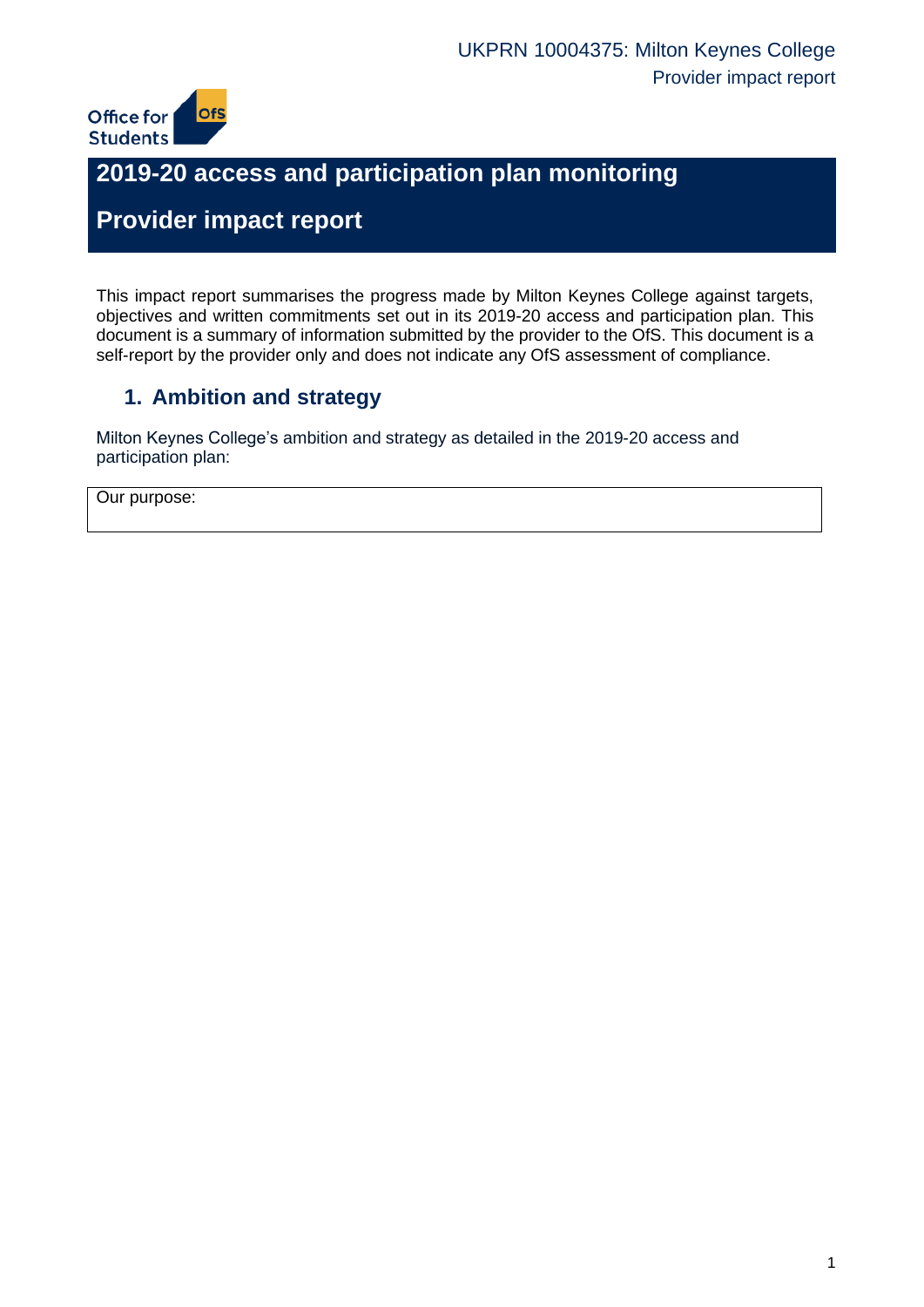# 2019-20 access and participation plan monitoring

# Provider impact report

This impact report summarises the progress made by Milton Keynes College against targets, objectives and written commitments set out in its 2019-20 access and participation plan. This document is a summary of information submitted by the provider to the OfS. This document is a self-report by the provider only and does not indicate any OfS assessment of compliance.

## 1. Ambition and strategy

Milton Keynes College's ambition and strategy as detailed in the 2019-20 access and participation plan:

| Our purpose: |
| --- |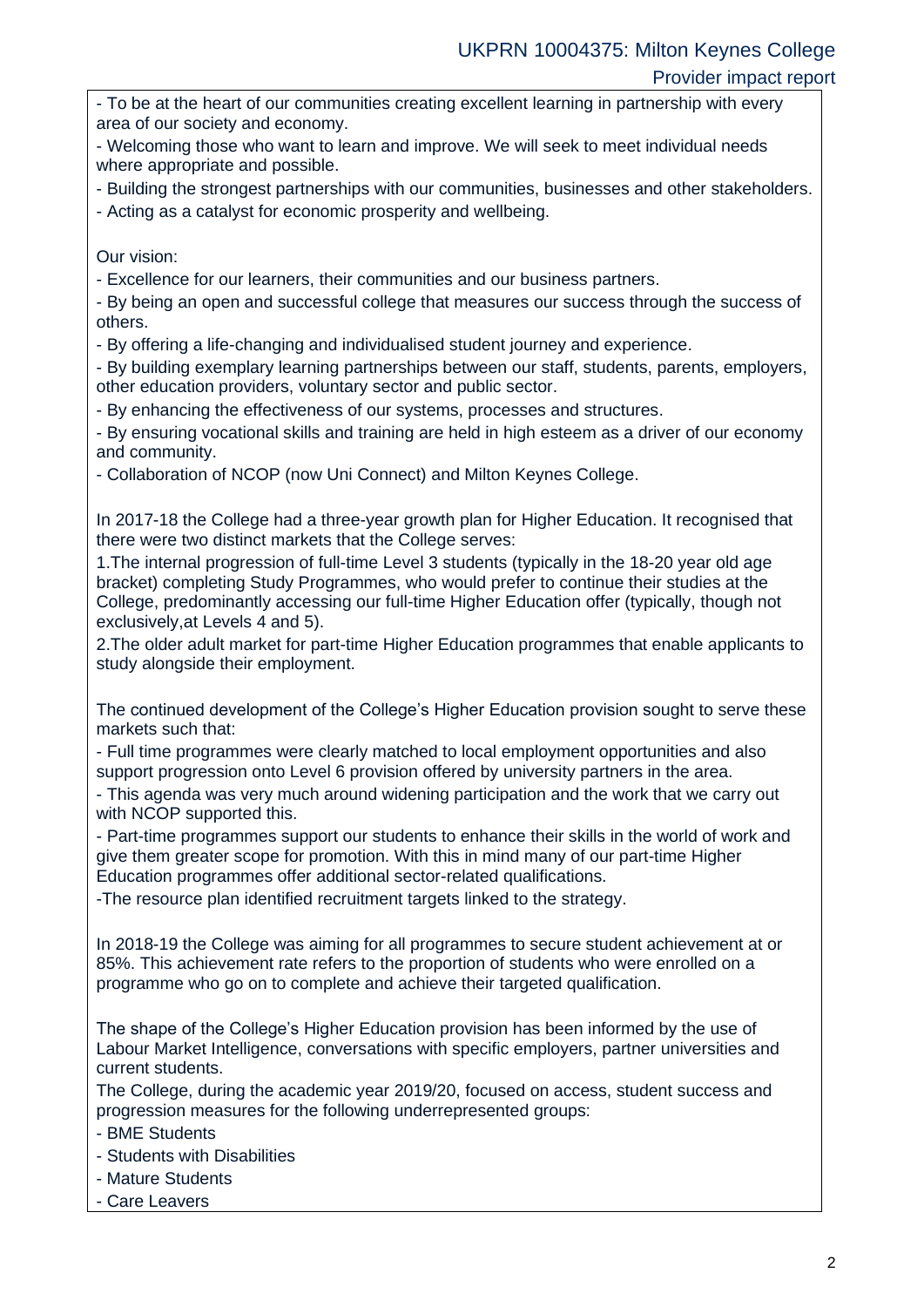- To be at the heart of our communities creating excellent learning in partnership with every area of our society and economy.
- Welcoming those who want to learn and improve. We will seek to meet individual needs where appropriate and possible.
- Building the strongest partnerships with our communities, businesses and other stakeholders.
- Acting as a catalyst for economic prosperity and wellbeing.

Our vision:

- Excellence for our learners, their communities and our business partners.
- By being an open and successful college that measures our success through the success of others.
- By offering a life-changing and individualised student journey and experience.
- By building exemplary learning partnerships between our staff, students, parents, employers, other education providers, voluntary sector and public sector.
- By enhancing the effectiveness of our systems, processes and structures.
- By ensuring vocational skills and training are held in high esteem as a driver of our economy and community.
- Collaboration of NCOP (now Uni Connect) and Milton Keynes College.

In 2017-18 the College had a three-year growth plan for Higher Education. It recognised that there were two distinct markets that the College serves:

1.The internal progression of full-time Level 3 students (typically in the 18-20 year old age bracket) completing Study Programmes, who would prefer to continue their studies at the College, predominantly accessing our full-time Higher Education offer (typically, though not exclusively,at Levels 4 and 5).

2.The older adult market for part-time Higher Education programmes that enable applicants to study alongside their employment.

The continued development of the College's Higher Education provision sought to serve these markets such that:

- Full time programmes were clearly matched to local employment opportunities and also support progression onto Level 6 provision offered by university partners in the area.
- This agenda was very much around widening participation and the work that we carry out with NCOP supported this.
- Part-time programmes support our students to enhance their skills in the world of work and give them greater scope for promotion. With this in mind many of our part-time Higher Education programmes offer additional sector-related qualifications.
- The resource plan identified recruitment targets linked to the strategy.

In 2018-19 the College was aiming for all programmes to secure student achievement at or 85%. This achievement rate refers to the proportion of students who were enrolled on a programme who go on to complete and achieve their targeted qualification.

The shape of the College's Higher Education provision has been informed by the use of Labour Market Intelligence, conversations with specific employers, partner universities and current students.

The College, during the academic year 2019/20, focused on access, student success and progression measures for the following underrepresented groups:

- BME Students
- Students with Disabilities
- Mature Students
- Care Leavers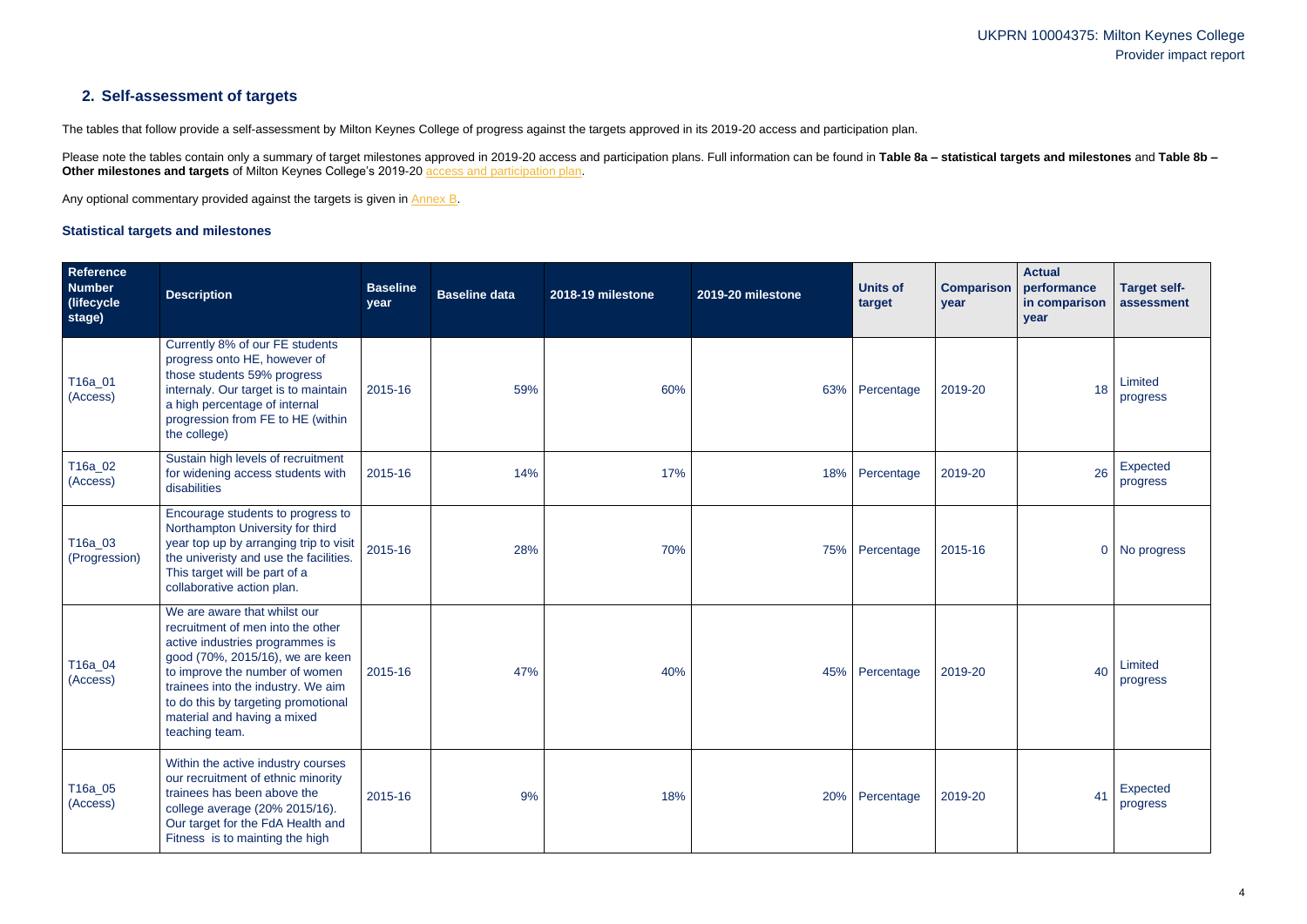## 2. Self-assessment of targets

The tables that follow provide a self-assessment by Milton Keynes College of progress against the targets approved in its 2019-20 access and participation plan.

Please note the tables contain only a summary of target milestones approved in 2019-20 access and participation plans. Full information can be found in **Table 8a – statistical targets and milestones** and **Table 8b – Other milestones and targets** of Milton Keynes College's 2019-20 access and participation plan.

Any optional commentary provided against the targets is given in Annex B.

### Statistical targets and milestones

| Reference Number (lifecycle stage) | Description | Baseline year | Baseline data | 2018-19 milestone | 2019-20 milestone | Units of target | Comparison year | Actual performance in comparison year | Target self-assessment |
|---|---|---|---|---|---|---|---|---|---|
| T16a_01 (Access) | Currently 8% of our FE students progress onto HE, however of those students 59% progress internaly. Our target is to maintain a high percentage of internal progression from FE to HE (within the college) | 2015-16 | 59% | 60% | 63% | Percentage | 2019-20 | 18 | Limited progress |
| T16a_02 (Access) | Sustain high levels of recruitment for widening access students with disabilities | 2015-16 | 14% | 17% | 18% | Percentage | 2019-20 | 26 | Expected progress |
| T16a_03 (Progression) | Encourage students to progress to Northampton University for third year top up by arranging trip to visit the univeristy and use the facilities. This target will be part of a collaborative action plan. | 2015-16 | 28% | 70% | 75% | Percentage | 2015-16 | 0 | No progress |
| T16a_04 (Access) | We are aware that whilst our recruitment of men into the other active industries programmes is good (70%, 2015/16), we are keen to improve the number of women trainees into the industry. We aim to do this by targeting promotional material and having a mixed teaching team. | 2015-16 | 47% | 40% | 45% | Percentage | 2019-20 | 40 | Limited progress |
| T16a_05 (Access) | Within the active industry courses our recruitment of ethnic minority trainees has been above the college average (20% 2015/16). Our target for the FdA Health and Fitness is to mainting the high | 2015-16 | 9% | 18% | 20% | Percentage | 2019-20 | 41 | Expected progress |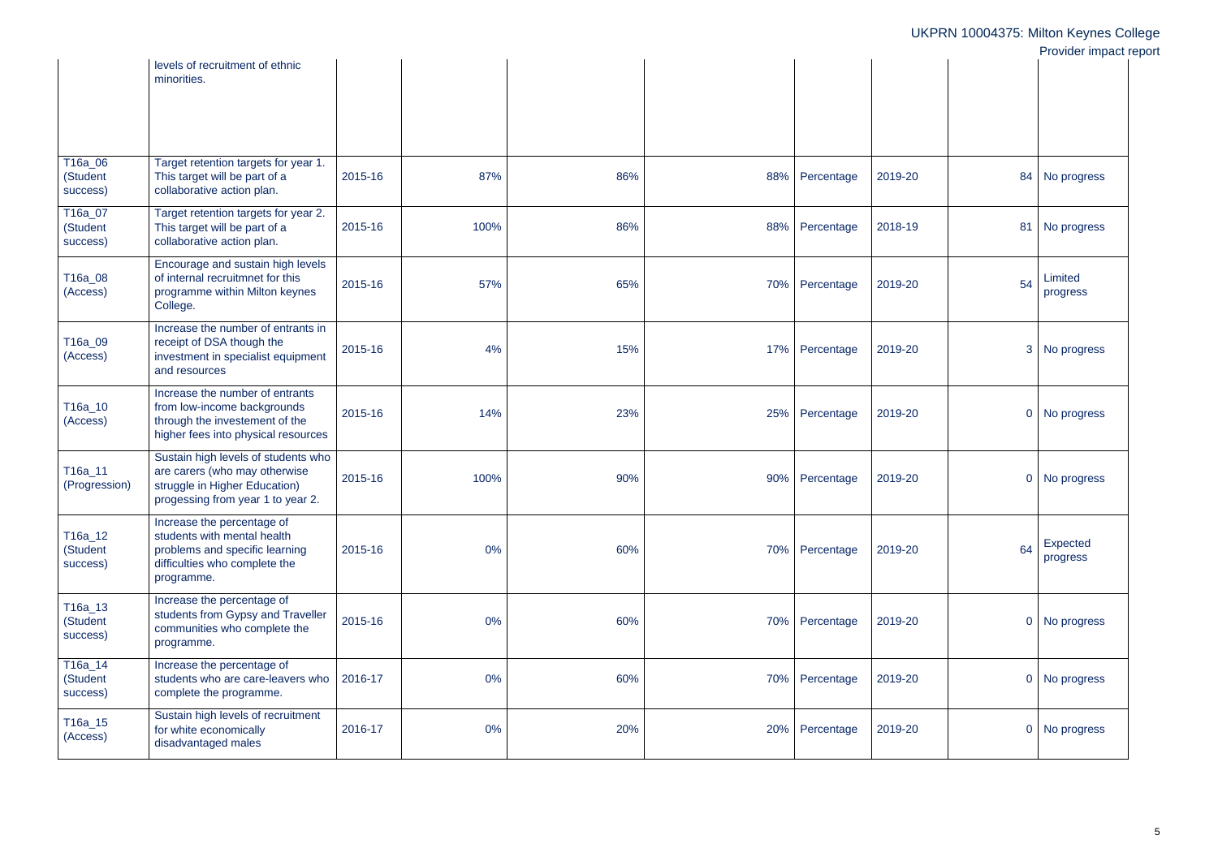| | | | | | | | | | |
|---|---|---|---|---|---|---|---|---|---|
| | levels of recruitment of ethnic minorities. | | | | | | | | |
| T16a_06 (Student success) | Target retention targets for year 1. This target will be part of a collaborative action plan. | 2015-16 | 87% | 86% | 88% | Percentage | 2019-20 | 84 | No progress |
| T16a_07 (Student success) | Target retention targets for year 2. This target will be part of a collaborative action plan. | 2015-16 | 100% | 86% | 88% | Percentage | 2018-19 | 81 | No progress |
| T16a_08 (Access) | Encourage and sustain high levels of internal recruitmnet for this programme within Milton keynes College. | 2015-16 | 57% | 65% | 70% | Percentage | 2019-20 | 54 | Limited progress |
| T16a_09 (Access) | Increase the number of entrants in receipt of DSA though the investment in specialist equipment and resources | 2015-16 | 4% | 15% | 17% | Percentage | 2019-20 | 3 | No progress |
| T16a_10 (Access) | Increase the number of entrants from low-income backgrounds through the investement of the higher fees into physical resources | 2015-16 | 14% | 23% | 25% | Percentage | 2019-20 | 0 | No progress |
| T16a_11 (Progression) | Sustain high levels of students who are carers (who may otherwise struggle in Higher Education) progessing from year 1 to year 2. | 2015-16 | 100% | 90% | 90% | Percentage | 2019-20 | 0 | No progress |
| T16a_12 (Student success) | Increase the percentage of students with mental health problems and specific learning difficulties who complete the programme. | 2015-16 | 0% | 60% | 70% | Percentage | 2019-20 | 64 | Expected progress |
| T16a_13 (Student success) | Increase the percentage of students from Gypsy and Traveller communities who complete the programme. | 2015-16 | 0% | 60% | 70% | Percentage | 2019-20 | 0 | No progress |
| T16a_14 (Student success) | Increase the percentage of students who are care-leavers who complete the programme. | 2016-17 | 0% | 60% | 70% | Percentage | 2019-20 | 0 | No progress |
| T16a_15 (Access) | Sustain high levels of recruitment for white economically disadvantaged males | 2016-17 | 0% | 20% | 20% | Percentage | 2019-20 | 0 | No progress |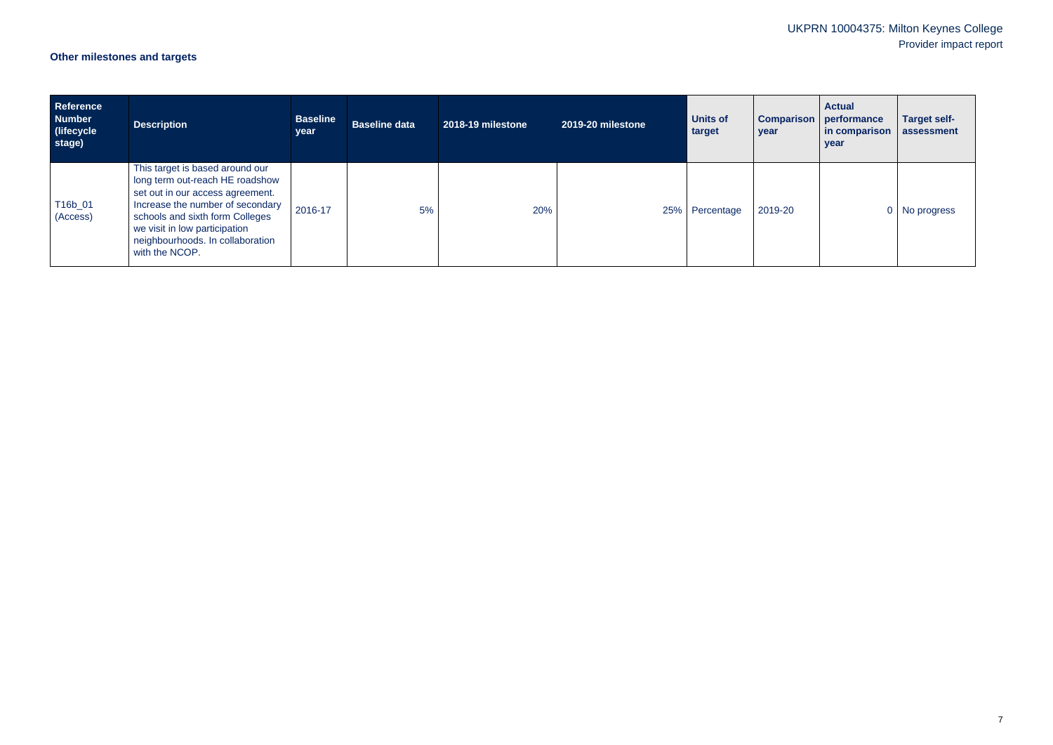**Other milestones and targets**

| Reference Number (lifecycle stage) | Description | Baseline year | Baseline data | 2018-19 milestone | 2019-20 milestone | Units of target | Comparison year | Actual performance in comparison year | Target self-assessment |
|---|---|---|---|---|---|---|---|---|---|
| T16b_01 (Access) | This target is based around our long term out-reach HE roadshow set out in our access agreement. Increase the number of secondary schools and sixth form Colleges we visit in low participation neighbourhoods. In collaboration with the NCOP. | 2016-17 | 5% | 20% | 25% | Percentage | 2019-20 | 0 | No progress |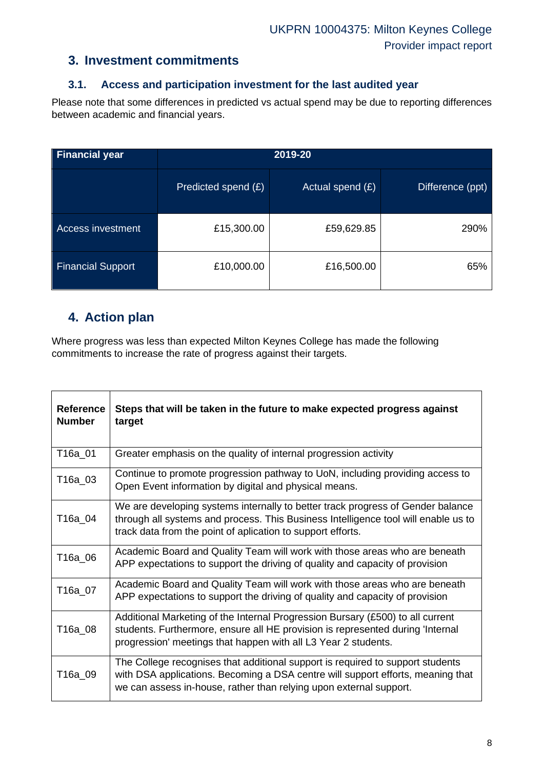## 3. Investment commitments

### 3.1. Access and participation investment for the last audited year

Please note that some differences in predicted vs actual spend may be due to reporting differences between academic and financial years.

| Financial year | 2019-20 | | |
|---|---|---|---|
| | Predicted spend (£) | Actual spend (£) | Difference (ppt) |
| Access investment | £15,300.00 | £59,629.85 | 290% |
| Financial Support | £10,000.00 | £16,500.00 | 65% |

## 4. Action plan

Where progress was less than expected Milton Keynes College has made the following commitments to increase the rate of progress against their targets.

| Reference Number | Steps that will be taken in the future to make expected progress against target |
|---|---|
| T16a_01 | Greater emphasis on the quality of internal progression activity |
| T16a_03 | Continue to promote progression pathway to UoN, including providing access to Open Event information by digital and physical means. |
| T16a_04 | We are developing systems internally to better track progress of Gender balance through all systems and process. This Business Intelligence tool will enable us to track data from the point of aplication to support efforts. |
| T16a_06 | Academic Board and Quality Team will work with those areas who are beneath APP expectations to support the driving of quality and capacity of provision |
| T16a_07 | Academic Board and Quality Team will work with those areas who are beneath APP expectations to support the driving of quality and capacity of provision |
| T16a_08 | Additional Marketing of the Internal Progression Bursary (£500) to all current students. Furthermore, ensure all HE provision is represented during 'Internal progression' meetings that happen with all L3 Year 2 students. |
| T16a_09 | The College recognises that additional support is required to support students with DSA applications. Becoming a DSA centre will support efforts, meaning that we can assess in-house, rather than relying upon external support. |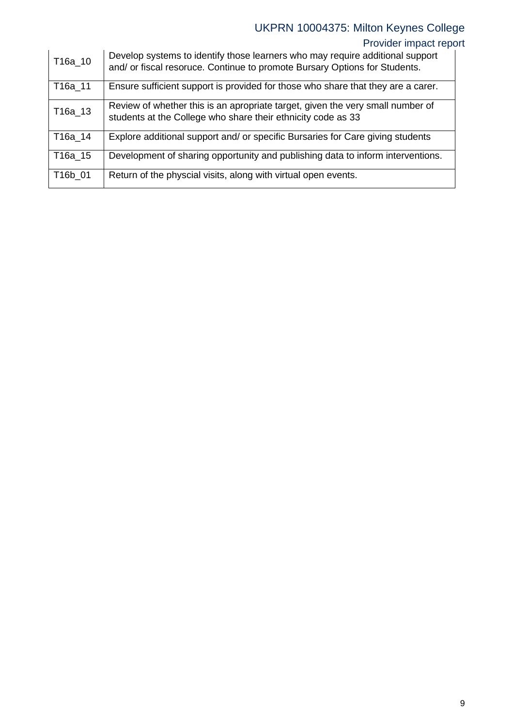| | |
|---|---|
| T16a_10 | Develop systems to identify those learners who may require additional support and/ or fiscal resoruce. Continue to promote Bursary Options for Students. |
| T16a_11 | Ensure sufficient support is provided for those who share that they are a carer. |
| T16a_13 | Review of whether this is an apropriate target, given the very small number of students at the College who share their ethnicity code as 33 |
| T16a_14 | Explore additional support and/ or specific Bursaries for Care giving students |
| T16a_15 | Development of sharing opportunity and publishing data to inform interventions. |
| T16b_01 | Return of the physcial visits, along with virtual open events. |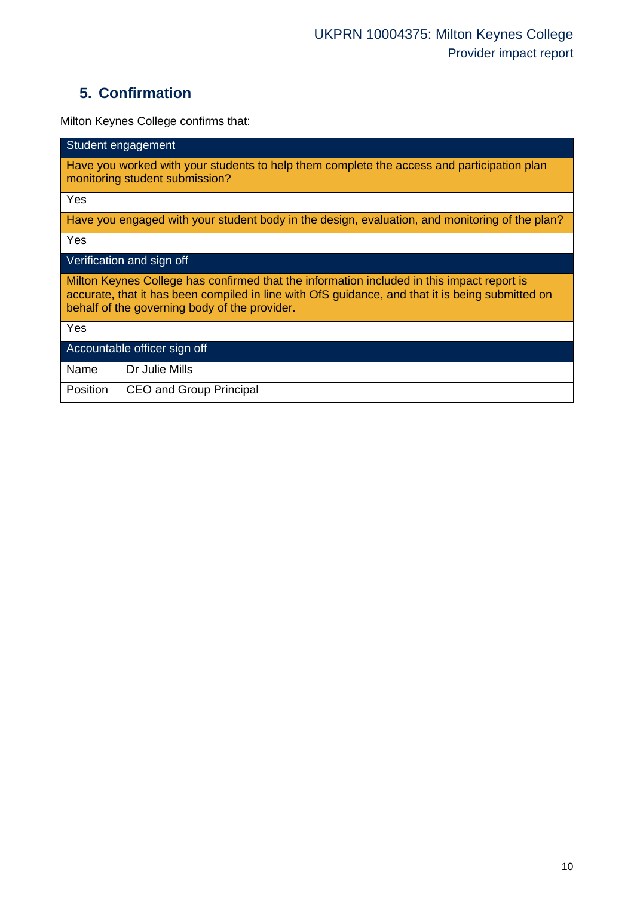## 5. Confirmation

Milton Keynes College confirms that:

| Student engagement | |
|---|---|
| Have you worked with your students to help them complete the access and participation plan monitoring student submission? | |
| Yes | |
| Have you engaged with your student body in the design, evaluation, and monitoring of the plan? | |
| Yes | |
| **Verification and sign off** | |
| Milton Keynes College has confirmed that the information included in this impact report is accurate, that it has been compiled in line with OfS guidance, and that it is being submitted on behalf of the governing body of the provider. | |
| Yes | |
| **Accountable officer sign off** | |
| Name | Dr Julie Mills |
| Position | CEO and Group Principal |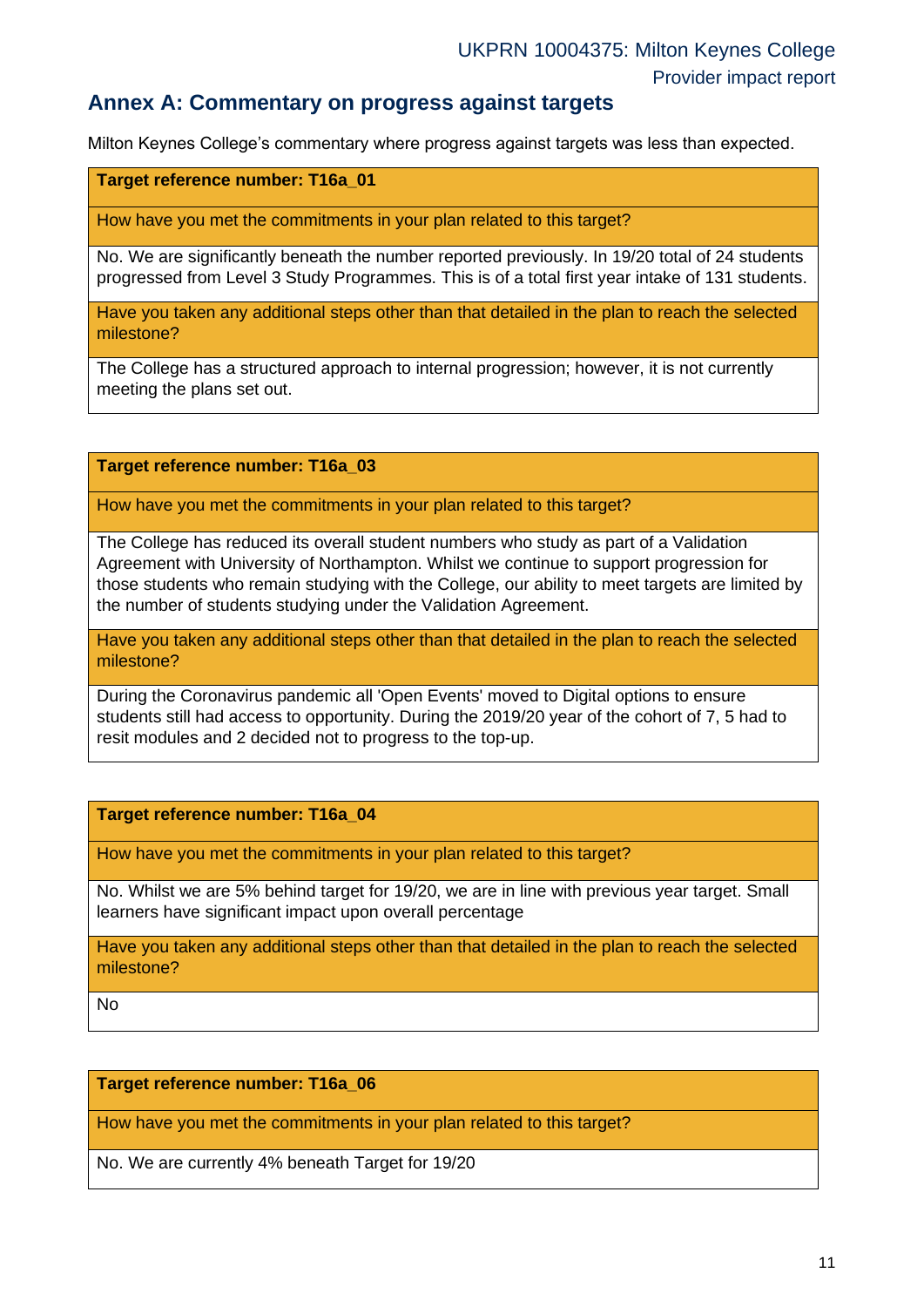## Annex A: Commentary on progress against targets

Milton Keynes College's commentary where progress against targets was less than expected.

| Target reference number: T16a_01 |
|---|
| How have you met the commitments in your plan related to this target? |
| No. We are significantly beneath the number reported previously. In 19/20 total of 24 students progressed from Level 3 Study Programmes. This is of a total first year intake of 131 students. |
| Have you taken any additional steps other than that detailed in the plan to reach the selected milestone? |
| The College has a structured approach to internal progression; however, it is not currently meeting the plans set out. |

| Target reference number: T16a_03 |
|---|
| How have you met the commitments in your plan related to this target? |
| The College has reduced its overall student numbers who study as part of a Validation Agreement with University of Northampton. Whilst we continue to support progression for those students who remain studying with the College, our ability to meet targets are limited by the number of students studying under the Validation Agreement. |
| Have you taken any additional steps other than that detailed in the plan to reach the selected milestone? |
| During the Coronavirus pandemic all 'Open Events' moved to Digital options to ensure students still had access to opportunity. During the 2019/20 year of the cohort of 7, 5 had to resit modules and 2 decided not to progress to the top-up. |

| Target reference number: T16a_04 |
|---|
| How have you met the commitments in your plan related to this target? |
| No. Whilst we are 5% behind target for 19/20, we are in line with previous year target. Small learners have significant impact upon overall percentage |
| Have you taken any additional steps other than that detailed in the plan to reach the selected milestone? |
| No |

| Target reference number: T16a_06 |
|---|
| How have you met the commitments in your plan related to this target? |
| No. We are currently 4% beneath Target for 19/20 |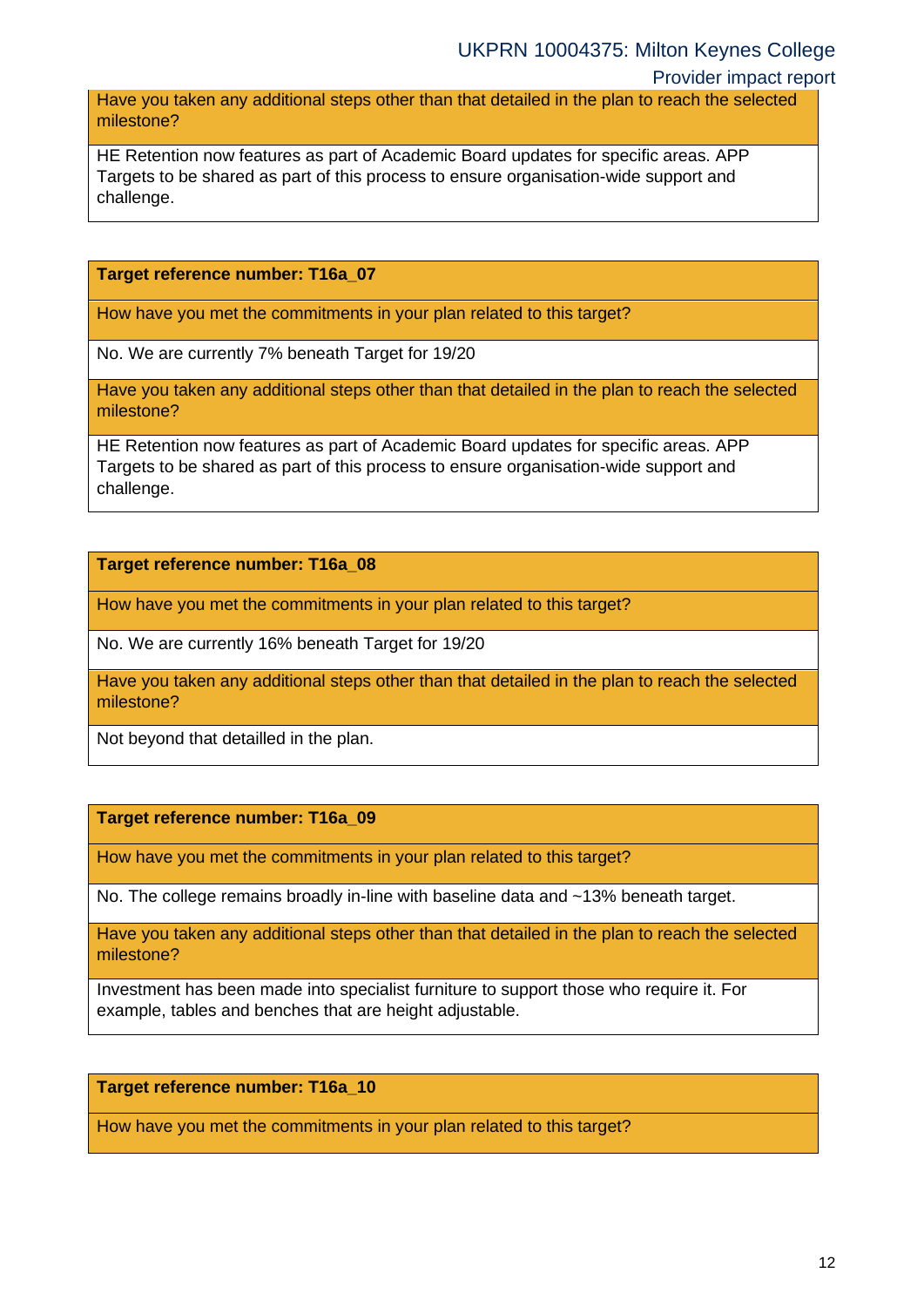| Have you taken any additional steps other than that detailed in the plan to reach the selected milestone? |
|---|
| HE Retention now features as part of Academic Board updates for specific areas. APP Targets to be shared as part of this process to ensure organisation-wide support and challenge. |

| **Target reference number: T16a_07** |
|---|
| How have you met the commitments in your plan related to this target? |
| No. We are currently 7% beneath Target for 19/20 |
| Have you taken any additional steps other than that detailed in the plan to reach the selected milestone? |
| HE Retention now features as part of Academic Board updates for specific areas. APP Targets to be shared as part of this process to ensure organisation-wide support and challenge. |

| **Target reference number: T16a_08** |
|---|
| How have you met the commitments in your plan related to this target? |
| No. We are currently 16% beneath Target for 19/20 |
| Have you taken any additional steps other than that detailed in the plan to reach the selected milestone? |
| Not beyond that detailled in the plan. |

| **Target reference number: T16a_09** |
|---|
| How have you met the commitments in your plan related to this target? |
| No. The college remains broadly in-line with baseline data and ~13% beneath target. |
| Have you taken any additional steps other than that detailed in the plan to reach the selected milestone? |
| Investment has been made into specialist furniture to support those who require it. For example, tables and benches that are height adjustable. |

| **Target reference number: T16a_10** |
|---|
| How have you met the commitments in your plan related to this target? |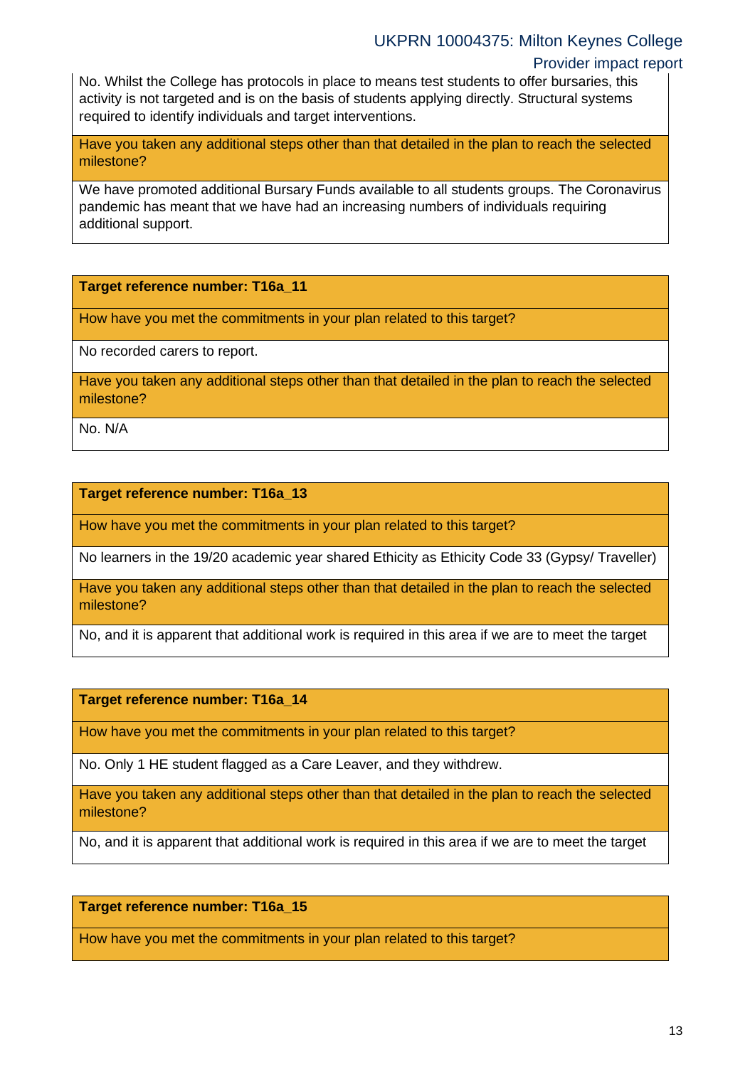No. Whilst the College has protocols in place to means test students to offer bursaries, this activity is not targeted and is on the basis of students applying directly. Structural systems required to identify individuals and target interventions.

**Have you taken any additional steps other than that detailed in the plan to reach the selected milestone?**

We have promoted additional Bursary Funds available to all students groups. The Coronavirus pandemic has meant that we have had an increasing numbers of individuals requiring additional support.

**Target reference number: T16a_11**

**How have you met the commitments in your plan related to this target?**

No recorded carers to report.

**Have you taken any additional steps other than that detailed in the plan to reach the selected milestone?**

No. N/A

**Target reference number: T16a_13**

**How have you met the commitments in your plan related to this target?**

No learners in the 19/20 academic year shared Ethicity as Ethicity Code 33 (Gypsy/ Traveller)

**Have you taken any additional steps other than that detailed in the plan to reach the selected milestone?**

No, and it is apparent that additional work is required in this area if we are to meet the target

**Target reference number: T16a_14**

**How have you met the commitments in your plan related to this target?**

No. Only 1 HE student flagged as a Care Leaver, and they withdrew.

**Have you taken any additional steps other than that detailed in the plan to reach the selected milestone?**

No, and it is apparent that additional work is required in this area if we are to meet the target

**Target reference number: T16a_15**

**How have you met the commitments in your plan related to this target?**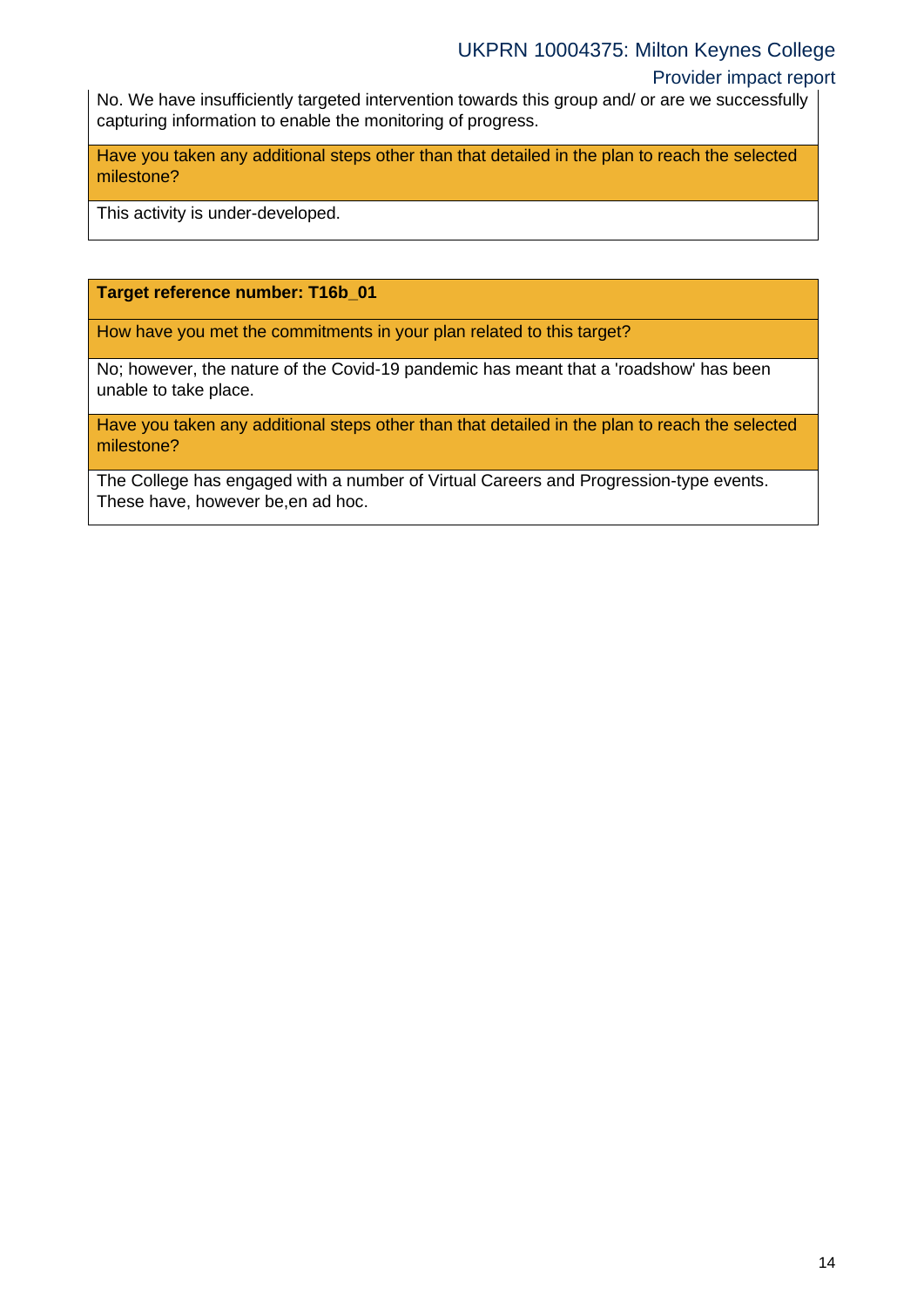No. We have insufficiently targeted intervention towards this group and/ or are we successfully capturing information to enable the monitoring of progress.

**Have you taken any additional steps other than that detailed in the plan to reach the selected milestone?**

This activity is under-developed.

**Target reference number: T16b_01**

**How have you met the commitments in your plan related to this target?**

No; however, the nature of the Covid-19 pandemic has meant that a 'roadshow' has been unable to take place.

**Have you taken any additional steps other than that detailed in the plan to reach the selected milestone?**

The College has engaged with a number of Virtual Careers and Progression-type events. These have, however be,en ad hoc.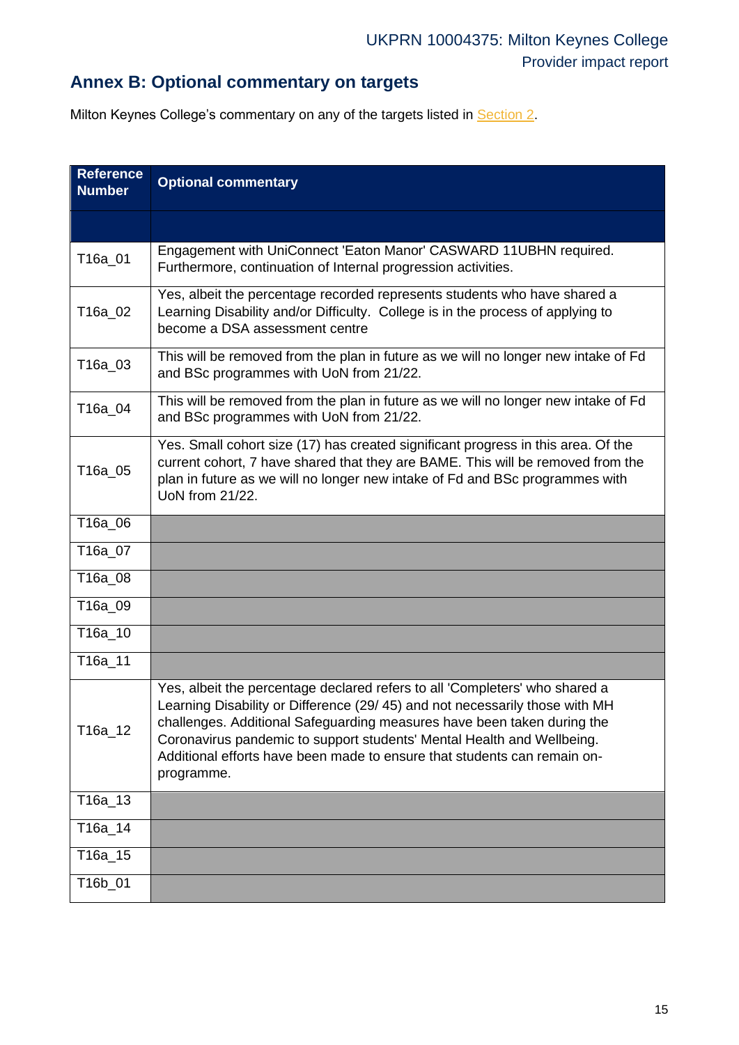## Annex B: Optional commentary on targets

Milton Keynes College's commentary on any of the targets listed in Section 2.

| Reference Number | Optional commentary |
|---|---|
| | |
| T16a_01 | Engagement with UniConnect 'Eaton Manor' CASWARD 11UBHN required. Furthermore, continuation of Internal progression activities. |
| T16a_02 | Yes, albeit the percentage recorded represents students who have shared a Learning Disability and/or Difficulty. College is in the process of applying to become a DSA assessment centre |
| T16a_03 | This will be removed from the plan in future as we will no longer new intake of Fd and BSc programmes with UoN from 21/22. |
| T16a_04 | This will be removed from the plan in future as we will no longer new intake of Fd and BSc programmes with UoN from 21/22. |
| T16a_05 | Yes. Small cohort size (17) has created significant progress in this area. Of the current cohort, 7 have shared that they are BAME. This will be removed from the plan in future as we will no longer new intake of Fd and BSc programmes with UoN from 21/22. |
| T16a_06 | |
| T16a_07 | |
| T16a_08 | |
| T16a_09 | |
| T16a_10 | |
| T16a_11 | |
| T16a_12 | Yes, albeit the percentage declared refers to all 'Completers' who shared a Learning Disability or Difference (29/ 45) and not necessarily those with MH challenges. Additional Safeguarding measures have been taken during the Coronavirus pandemic to support students' Mental Health and Wellbeing. Additional efforts have been made to ensure that students can remain on-programme. |
| T16a_13 | |
| T16a_14 | |
| T16a_15 | |
| T16b_01 | |